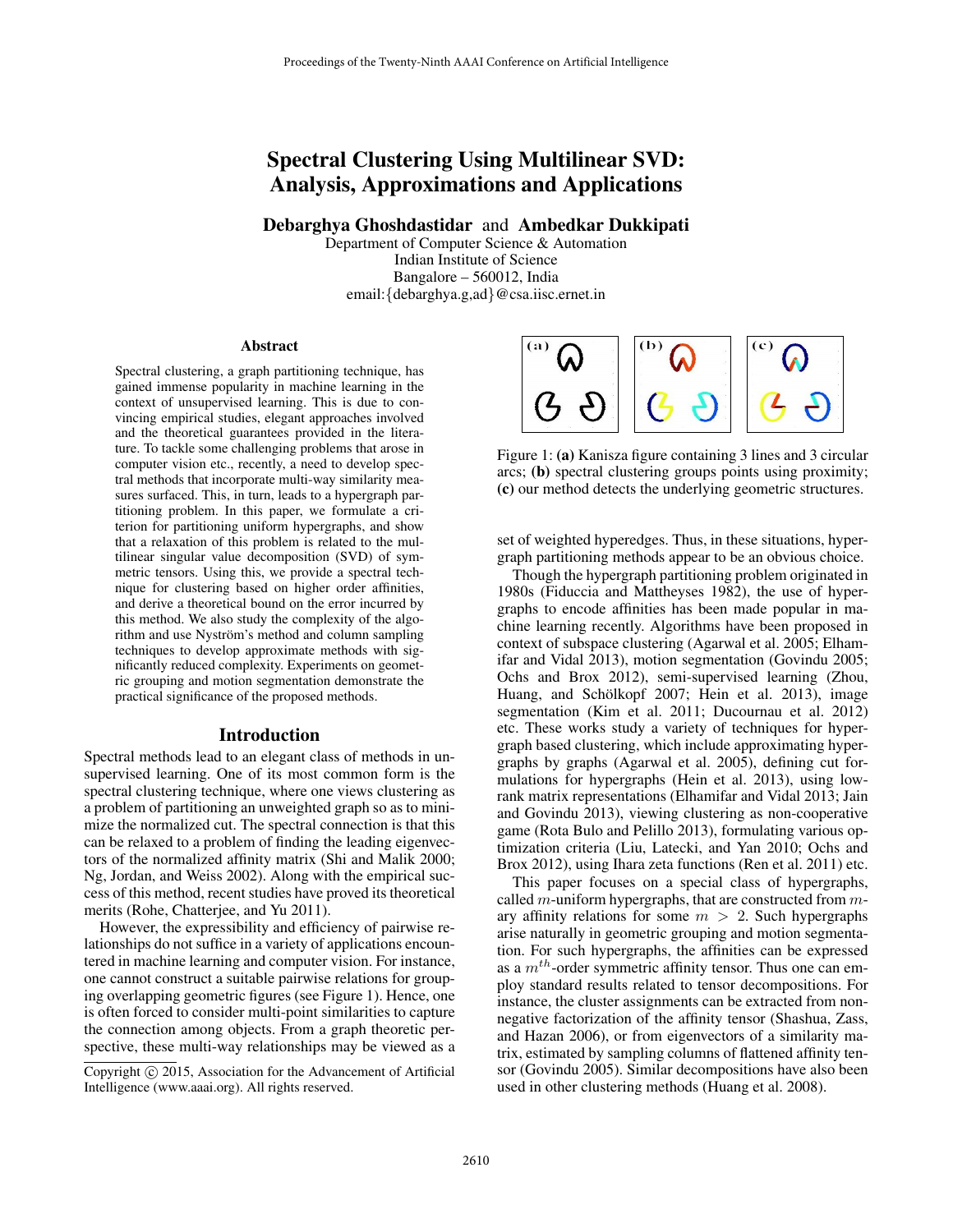# Spectral Clustering Using Multilinear SVD: Analysis, Approximations and Applications

**Debarghya Ghoshdastidar** and **Ambedkar Dukkipati**

Department of Computer Science & Automation
Indian Institute of Science
Bangalore – 560012, India
email:{debarghya.g,ad}@csa.iisc.ernet.in

## Abstract

Spectral clustering, a graph partitioning technique, has gained immense popularity in machine learning in the context of unsupervised learning. This is due to convincing empirical studies, elegant approaches involved and the theoretical guarantees provided in the literature. To tackle some challenging problems that arose in computer vision etc., recently, a need to develop spectral methods that incorporate multi-way similarity measures surfaced. This, in turn, leads to a hypergraph partitioning problem. In this paper, we formulate a criterion for partitioning uniform hypergraphs, and show that a relaxation of this problem is related to the multilinear singular value decomposition (SVD) of symmetric tensors. Using this, we provide a spectral technique for clustering based on higher order affinities, and derive a theoretical bound on the error incurred by this method. We also study the complexity of the algorithm and use Nyström's method and column sampling techniques to develop approximate methods with significantly reduced complexity. Experiments on geometric grouping and motion segmentation demonstrate the practical significance of the proposed methods.

## Introduction

Spectral methods lead to an elegant class of methods in unsupervised learning. One of its most common form is the spectral clustering technique, where one views clustering as a problem of partitioning an unweighted graph so as to minimize the normalized cut. The spectral connection is that this can be relaxed to a problem of finding the leading eigenvectors of the normalized affinity matrix (Shi and Malik 2000; Ng, Jordan, and Weiss 2002). Along with the empirical success of this method, recent studies have proved its theoretical merits (Rohe, Chatterjee, and Yu 2011).

However, the expressibility and efficiency of pairwise relationships do not suffice in a variety of applications encountered in machine learning and computer vision. For instance, one cannot construct a suitable pairwise relations for grouping overlapping geometric figures (see Figure 1). Hence, one is often forced to consider multi-point similarities to capture the connection among objects. From a graph theoretic perspective, these multi-way relationships may be viewed as a set of weighted hyperedges. Thus, in these situations, hypergraph partitioning methods appear to be an obvious choice.

Figure 1: **(a)** Kanisza figure containing 3 lines and 3 circular arcs; **(b)** spectral clustering groups points using proximity; **(c)** our method detects the underlying geometric structures.

Though the hypergraph partitioning problem originated in 1980s (Fiduccia and Mattheyses 1982), the use of hypergraphs to encode affinities has been made popular in machine learning recently. Algorithms have been proposed in context of subspace clustering (Agarwal et al. 2005; Elhamifar and Vidal 2013), motion segmentation (Govindu 2005; Ochs and Brox 2012), semi-supervised learning (Zhou, Huang, and Schölkopf 2007; Hein et al. 2013), image segmentation (Kim et al. 2011; Ducournau et al. 2012) etc. These works study a variety of techniques for hypergraph based clustering, which include approximating hypergraphs by graphs (Agarwal et al. 2005), defining cut formulations for hypergraphs (Hein et al. 2013), using low-rank matrix representations (Elhamifar and Vidal 2013; Jain and Govindu 2013), viewing clustering as non-cooperative game (Rota Bulo and Pelillo 2013), formulating various optimization criteria (Liu, Latecki, and Yan 2010; Ochs and Brox 2012), using Ihara zeta functions (Ren et al. 2011) etc.

This paper focuses on a special class of hypergraphs, called $m$-uniform hypergraphs, that are constructed from $m$-ary affinity relations for some $m > 2$. Such hypergraphs arise naturally in geometric grouping and motion segmentation. For such hypergraphs, the affinities can be expressed as a $m^{th}$-order symmetric affinity tensor. Thus one can employ standard results related to tensor decompositions. For instance, the cluster assignments can be extracted from nonnegative factorization of the affinity tensor (Shashua, Zass, and Hazan 2006), or from eigenvectors of a similarity matrix, estimated by sampling columns of flattened affinity tensor (Govindu 2005). Similar decompositions have also been used in other clustering methods (Huang et al. 2008).

Copyright © 2015, Association for the Advancement of Artificial Intelligence (www.aaai.org). All rights reserved.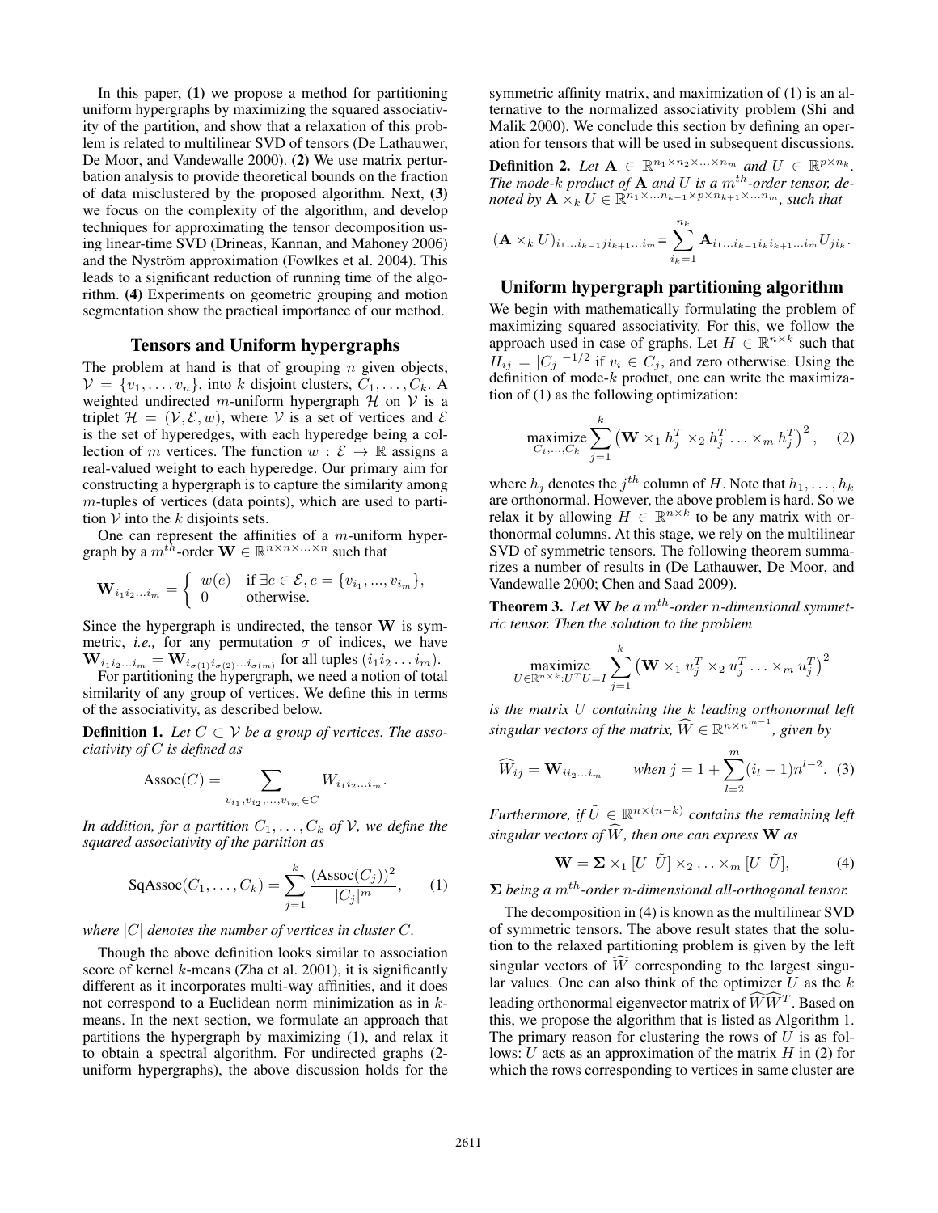In this paper, **(1)** we propose a method for partitioning uniform hypergraphs by maximizing the squared associativity of the partition, and show that a relaxation of this problem is related to multilinear SVD of tensors (De Lathauwer, De Moor, and Vandewalle 2000). **(2)** We use matrix perturbation analysis to provide theoretical bounds on the fraction of data misclustered by the proposed algorithm. Next, **(3)** we focus on the complexity of the algorithm, and develop techniques for approximating the tensor decomposition using linear-time SVD (Drineas, Kannan, and Mahoney 2006) and the Nyström approximation (Fowlkes et al. 2004). This leads to a significant reduction of running time of the algorithm. **(4)** Experiments on geometric grouping and motion segmentation show the practical importance of our method.

## Tensors and Uniform hypergraphs

The problem at hand is that of grouping $n$ given objects, $\mathcal{V} = \{v_1, \ldots, v_n\}$, into $k$ disjoint clusters, $C_1, \ldots, C_k$. A weighted undirected $m$-uniform hypergraph $\mathcal{H}$ on $\mathcal{V}$ is a triplet $\mathcal{H} = (\mathcal{V}, \mathcal{E}, w)$, where $\mathcal{V}$ is a set of vertices and $\mathcal{E}$ is the set of hyperedges, with each hyperedge being a collection of $m$ vertices. The function $w : \mathcal{E} \to \mathbb{R}$ assigns a real-valued weight to each hyperedge. Our primary aim for constructing a hypergraph is to capture the similarity among $m$-tuples of vertices (data points), which are used to partition $\mathcal{V}$ into the $k$ disjoints sets.

One can represent the affinities of a $m$-uniform hypergraph by a $m^{th}$-order $\mathbf{W} \in \mathbb{R}^{n\times n\times \ldots \times n}$ such that

$$\mathbf{W}_{i_1 i_2 \ldots i_m} = \begin{cases} w(e) & \text{if } \exists e \in \mathcal{E}, e = \{v_{i_1}, ..., v_{i_m}\}, \\ 0 & \text{otherwise.} \end{cases}$$

Since the hypergraph is undirected, the tensor $\mathbf{W}$ is symmetric, *i.e.,* for any permutation $\sigma$ of indices, we have $\mathbf{W}_{i_1 i_2 \ldots i_m} = \mathbf{W}_{i_{\sigma(1)} i_{\sigma(2)} \ldots i_{\sigma(m)}}$ for all tuples $(i_1 i_2 \ldots i_m)$.

For partitioning the hypergraph, we need a notion of total similarity of any group of vertices. We define this in terms of the associativity, as described below.

**Definition 1.** *Let $C \subset \mathcal{V}$ be a group of vertices. The associativity of $C$ is defined as*

$$\text{Assoc}(C) = \sum_{v_{i_1}, v_{i_2}, \ldots, v_{i_m} \in C} W_{i_1 i_2 \ldots i_m}.$$

*In addition, for a partition $C_1, \ldots, C_k$ of $\mathcal{V}$, we define the squared associativity of the partition as*

$$\text{SqAssoc}(C_1, \ldots, C_k) = \sum_{j=1}^{k} \frac{(\text{Assoc}(C_j))^2}{|C_j|^m}, \qquad (1)$$

*where $|C|$ denotes the number of vertices in cluster $C$.*

Though the above definition looks similar to association score of kernel $k$-means (Zha et al. 2001), it is significantly different as it incorporates multi-way affinities, and it does not correspond to a Euclidean norm minimization as in $k$-means. In the next section, we formulate an approach that partitions the hypergraph by maximizing (1), and relax it to obtain a spectral algorithm. For undirected graphs (2-uniform hypergraphs), the above discussion holds for the symmetric affinity matrix, and maximization of (1) is an alternative to the normalized associativity problem (Shi and Malik 2000). We conclude this section by defining an operation for tensors that will be used in subsequent discussions.

**Definition 2.** *Let $\mathbf{A} \in \mathbb{R}^{n_1\times n_2 \times \ldots \times n_m}$ and $U \in \mathbb{R}^{p\times n_k}$. The mode-$k$ product of $\mathbf{A}$ and $U$ is a $m^{th}$-order tensor, denoted by $\mathbf{A} \times_k U \in \mathbb{R}^{n_1 \times \ldots n_{k-1} \times p \times n_{k+1} \times \ldots n_m}$, such that*

$$(\mathbf{A} \times_k U)_{i_1 \ldots i_{k-1} j i_{k+1} \ldots i_m} = \sum_{i_k=1}^{n_k} \mathbf{A}_{i_1 \ldots i_{k-1} i_k i_{k+1} \ldots i_m} U_{j i_k}.$$

## Uniform hypergraph partitioning algorithm

We begin with mathematically formulating the problem of maximizing squared associativity. For this, we follow the approach used in case of graphs. Let $H \in \mathbb{R}^{n\times k}$ such that $H_{ij} = |C_j|^{-1/2}$ if $v_i \in C_j$, and zero otherwise. Using the definition of mode-$k$ product, one can write the maximization of (1) as the following optimization:

$$\underset{C_i, \ldots, C_k}{\text{maximize}} \sum_{j=1}^{k} \left(\mathbf{W} \times_1 h_j^T \times_2 h_j^T \ldots \times_m h_j^T\right)^2, \qquad (2)$$

where $h_j$ denotes the $j^{th}$ column of $H$. Note that $h_1, \ldots, h_k$ are orthonormal. However, the above problem is hard. So we relax it by allowing $H \in \mathbb{R}^{n\times k}$ to be any matrix with orthonormal columns. At this stage, we rely on the multilinear SVD of symmetric tensors. The following theorem summarizes a number of results in (De Lathauwer, De Moor, and Vandewalle 2000; Chen and Saad 2009).

**Theorem 3.** *Let $\mathbf{W}$ be a $m^{th}$-order $n$-dimensional symmetric tensor. Then the solution to the problem*

$$\underset{U \in \mathbb{R}^{n\times k}: U^T U = I}{\text{maximize}} \sum_{j=1}^{k} \left(\mathbf{W} \times_1 u_j^T \times_2 u_j^T \ldots \times_m u_j^T\right)^2$$

*is the matrix $U$ containing the $k$ leading orthonormal left singular vectors of the matrix, $\widehat{W} \in \mathbb{R}^{n\times n^{m-1}}$, given by*

$$\widehat{W}_{ij} = \mathbf{W}_{i i_2 \ldots i_m} \qquad \text{when } j = 1 + \sum_{l=2}^{m} (i_l - 1) n^{l-2}. \quad (3)$$

*Furthermore, if $\tilde{U} \in \mathbb{R}^{n\times(n-k)}$ contains the remaining left singular vectors of $\widehat{W}$, then one can express $\mathbf{W}$ as*

$$\mathbf{W} = \mathbf{\Sigma} \times_1 [U \ \tilde{U}] \times_2 \ldots \times_m [U \ \tilde{U}], \qquad (4)$$

*$\mathbf{\Sigma}$ being a $m^{th}$-order $n$-dimensional all-orthogonal tensor.*

The decomposition in (4) is known as the multilinear SVD of symmetric tensors. The above result states that the solution to the relaxed partitioning problem is given by the left singular vectors of $\widehat{W}$ corresponding to the largest singular values. One can also think of the optimizer $U$ as the $k$ leading orthonormal eigenvector matrix of $\widehat{W}\widehat{W}^T$. Based on this, we propose the algorithm that is listed as Algorithm 1. The primary reason for clustering the rows of $U$ is as follows: $U$ acts as an approximation of the matrix $H$ in (2) for which the rows corresponding to vertices in same cluster are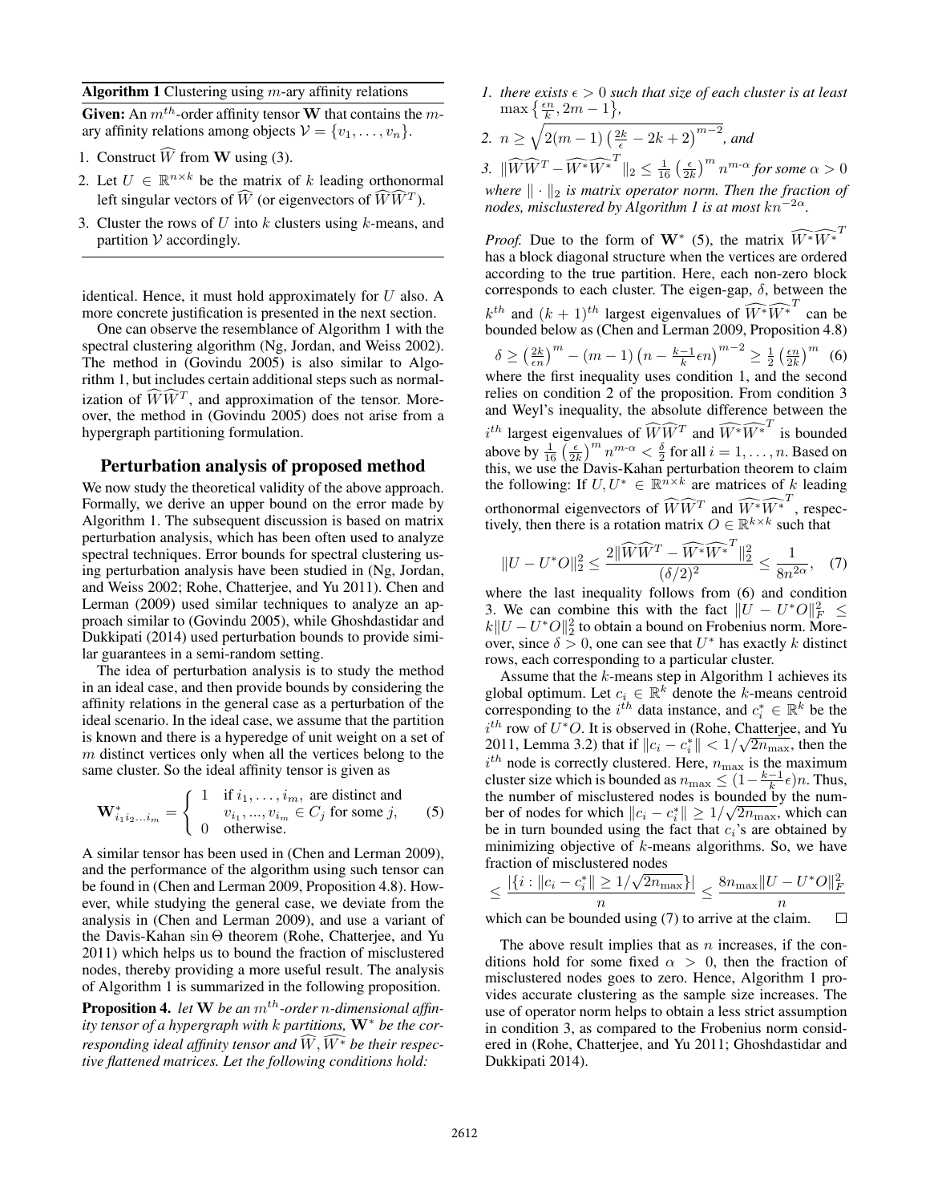**Algorithm 1** Clustering using $m$-ary affinity relations

**Given:** An $m^{th}$-order affinity tensor $\mathbf{W}$ that contains the $m$-ary affinity relations among objects $\mathcal{V} = \{v_1, \ldots, v_n\}$.

1. Construct $\widehat{W}$ from $\mathbf{W}$ using (3).
2. Let $U \in \mathbb{R}^{n \times k}$ be the matrix of $k$ leading orthonormal left singular vectors of $\widehat{W}$ (or eigenvectors of $\widehat{W}\widehat{W}^T$).
3. Cluster the rows of $U$ into $k$ clusters using $k$-means, and partition $\mathcal{V}$ accordingly.

identical. Hence, it must hold approximately for $U$ also. A more concrete justification is presented in the next section.

One can observe the resemblance of Algorithm 1 with the spectral clustering algorithm (Ng, Jordan, and Weiss 2002). The method in (Govindu 2005) is also similar to Algorithm 1, but includes certain additional steps such as normalization of $\widehat{W}\widehat{W}^T$, and approximation of the tensor. Moreover, the method in (Govindu 2005) does not arise from a hypergraph partitioning formulation.

## Perturbation analysis of proposed method

We now study the theoretical validity of the above approach. Formally, we derive an upper bound on the error made by Algorithm 1. The subsequent discussion is based on matrix perturbation analysis, which has been often used to analyze spectral techniques. Error bounds for spectral clustering using perturbation analysis have been studied in (Ng, Jordan, and Weiss 2002; Rohe, Chatterjee, and Yu 2011). Chen and Lerman (2009) used similar techniques to analyze an approach similar to (Govindu 2005), while Ghoshdastidar and Dukkipati (2014) used perturbation bounds to provide similar guarantees in a semi-random setting.

The idea of perturbation analysis is to study the method in an ideal case, and then provide bounds by considering the affinity relations in the general case as a perturbation of the ideal scenario. In the ideal case, we assume that the partition is known and there is a hyperedge of unit weight on a set of $m$ distinct vertices only when all the vertices belong to the same cluster. So the ideal affinity tensor is given as

$$\mathbf{W}^*_{i_1 i_2 \ldots i_m} = \begin{cases} 1 & \text{if } i_1, \ldots, i_m, \text{ are distinct and} \\ & v_{i_1}, \ldots, v_{i_m} \in C_j \text{ for some } j, \\ 0 & \text{otherwise.} \end{cases} \quad (5)$$

A similar tensor has been used in (Chen and Lerman 2009), and the performance of the algorithm using such tensor can be found in (Chen and Lerman 2009, Proposition 4.8). However, while studying the general case, we deviate from the analysis in (Chen and Lerman 2009), and use a variant of the Davis-Kahan $\sin\Theta$ theorem (Rohe, Chatterjee, and Yu 2011) which helps us to bound the fraction of misclustered nodes, thereby providing a more useful result. The analysis of Algorithm 1 is summarized in the following proposition.

**Proposition 4.** *let $\mathbf{W}$ be an $m^{th}$-order $n$-dimensional affinity tensor of a hypergraph with $k$ partitions, $\mathbf{W}^*$ be the corresponding ideal affinity tensor and $\widehat{W}, \widehat{W^*}$ be their respective flattened matrices. Let the following conditions hold:*

1. *there exists $\epsilon > 0$ such that size of each cluster is at least $\max\left\{\frac{\epsilon n}{k}, 2m-1\right\}$,*
2. *$n \geq \sqrt{2(m-1)\left(\frac{2k}{\epsilon} - 2k + 2\right)^{m-2}}$, and*
3. *$\|\widehat{W}\widehat{W}^T - \widehat{W^*}\widehat{W^*}^T\|_2 \leq \frac{1}{16}\left(\frac{\epsilon}{2k}\right)^m n^{m-\alpha}$ for some $\alpha > 0$*

*where $\|\cdot\|_2$ is matrix operator norm. Then the fraction of nodes, misclustered by Algorithm 1 is at most $kn^{-2\alpha}$.*

*Proof.* Due to the form of $\mathbf{W}^*$ (5), the matrix $\widehat{W^*}\widehat{W^*}^T$ has a block diagonal structure when the vertices are ordered according to the true partition. Here, each non-zero block corresponds to each cluster. The eigen-gap, $\delta$, between the $k^{th}$ and $(k+1)^{th}$ largest eigenvalues of $\widehat{W^*}\widehat{W^*}^T$ can be bounded below as (Chen and Lerman 2009, Proposition 4.8)

$$\delta \geq \left(\tfrac{2k}{\epsilon n}\right)^m - (m-1)\left(n - \tfrac{k-1}{k}\epsilon n\right)^{m-2} \geq \tfrac{1}{2}\left(\tfrac{\epsilon n}{2k}\right)^m \quad (6)$$

where the first inequality uses condition 1, and the second relies on condition 2 of the proposition. From condition 3 and Weyl's inequality, the absolute difference between the $i^{th}$ largest eigenvalues of $\widehat{W}\widehat{W}^T$ and $\widehat{W^*}\widehat{W^*}^T$ is bounded above by $\frac{1}{16}\left(\frac{\epsilon}{2k}\right)^m n^{m-\alpha} < \frac{\delta}{2}$ for all $i = 1, \ldots, n$. Based on this, we use the Davis-Kahan perturbation theorem to claim the following: If $U, U^* \in \mathbb{R}^{n \times k}$ are matrices of $k$ leading orthonormal eigenvectors of $\widehat{W}\widehat{W}^T$ and $\widehat{W^*}\widehat{W^*}^T$, respectively, then there is a rotation matrix $O \in \mathbb{R}^{k \times k}$ such that

$$\|U - U^*O\|_2^2 \leq \frac{2\|\widehat{W}\widehat{W}^T - \widehat{W^*}\widehat{W^*}^T\|_2^2}{(\delta/2)^2} \leq \frac{1}{8n^{2\alpha}}, \quad (7)$$

where the last inequality follows from (6) and condition 3. We can combine this with the fact $\|U - U^*O\|_F^2 \leq k\|U - U^*O\|_2^2$ to obtain a bound on Frobenius norm. Moreover, since $\delta > 0$, one can see that $U^*$ has exactly $k$ distinct rows, each corresponding to a particular cluster.

Assume that the $k$-means step in Algorithm 1 achieves its global optimum. Let $c_i \in \mathbb{R}^k$ denote the $k$-means centroid corresponding to the $i^{th}$ data instance, and $c_i^* \in \mathbb{R}^k$ be the $i^{th}$ row of $U^*O$. It is observed in (Rohe, Chatterjee, and Yu 2011, Lemma 3.2) that if $\|c_i - c_i^*\| < 1/\sqrt{2n_{\max}}$, then the $i^{th}$ node is correctly clustered. Here, $n_{\max}$ is the maximum cluster size which is bounded as $n_{\max} \leq (1 - \frac{k-1}{k}\epsilon)n$. Thus, the number of misclustered nodes is bounded by the number of nodes for which $\|c_i - c_i^*\| \geq 1/\sqrt{2n_{\max}}$, which can be in turn bounded using the fact that $c_i$'s are obtained by minimizing objective of $k$-means algorithms. So, we have fraction of misclustered nodes

$$\leq \frac{|\{i : \|c_i - c_i^*\| \geq 1/\sqrt{2n_{\max}}\}|}{n} \leq \frac{8n_{\max}\|U - U^*O\|_F^2}{n}$$

which can be bounded using (7) to arrive at the claim. $\square$

The above result implies that as $n$ increases, if the conditions hold for some fixed $\alpha > 0$, then the fraction of misclustered nodes goes to zero. Hence, Algorithm 1 provides accurate clustering as the sample size increases. The use of operator norm helps to obtain a less strict assumption in condition 3, as compared to the Frobenius norm considered in (Rohe, Chatterjee, and Yu 2011; Ghoshdastidar and Dukkipati 2014).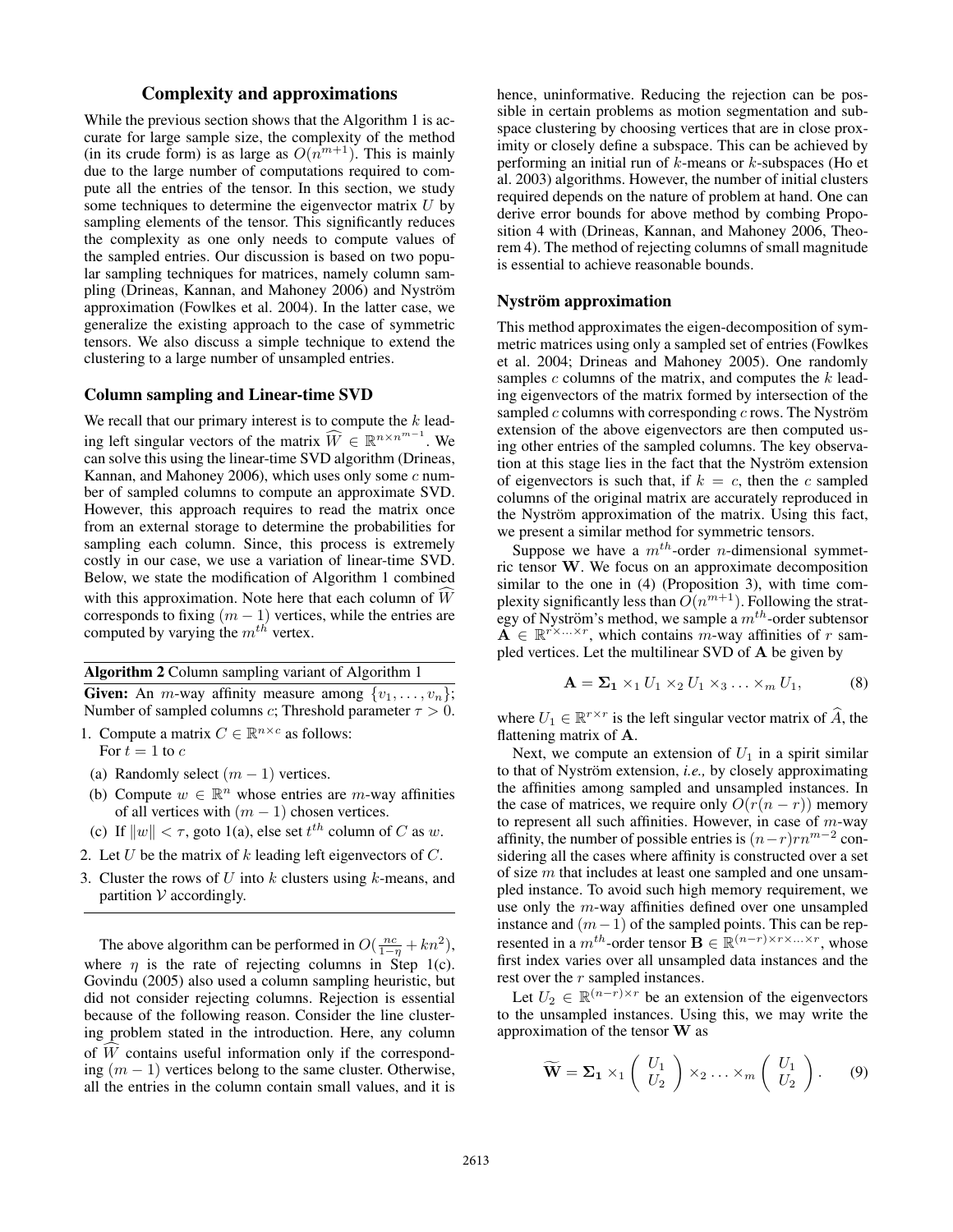## Complexity and approximations

While the previous section shows that the Algorithm 1 is accurate for large sample size, the complexity of the method (in its crude form) is as large as $O(n^{m+1})$. This is mainly due to the large number of computations required to compute all the entries of the tensor. In this section, we study some techniques to determine the eigenvector matrix $U$ by sampling elements of the tensor. This significantly reduces the complexity as one only needs to compute values of the sampled entries. Our discussion is based on two popular sampling techniques for matrices, namely column sampling (Drineas, Kannan, and Mahoney 2006) and Nyström approximation (Fowlkes et al. 2004). In the latter case, we generalize the existing approach to the case of symmetric tensors. We also discuss a simple technique to extend the clustering to a large number of unsampled entries.

### Column sampling and Linear-time SVD

We recall that our primary interest is to compute the $k$ leading left singular vectors of the matrix $\widehat{W} \in \mathbb{R}^{n \times n^{m-1}}$. We can solve this using the linear-time SVD algorithm (Drineas, Kannan, and Mahoney 2006), which uses only some $c$ number of sampled columns to compute an approximate SVD. However, this approach requires to read the matrix once from an external storage to determine the probabilities for sampling each column. Since, this process is extremely costly in our case, we use a variation of linear-time SVD. Below, we state the modification of Algorithm 1 combined with this approximation. Note here that each column of $\widehat{W}$ corresponds to fixing $(m-1)$ vertices, while the entries are computed by varying the $m^{th}$ vertex.

**Algorithm 2** Column sampling variant of Algorithm 1

**Given:** An $m$-way affinity measure among $\{v_1, \ldots, v_n\}$; Number of sampled columns $c$; Threshold parameter $\tau > 0$.

1. Compute a matrix $C \in \mathbb{R}^{n \times c}$ as follows:
   For $t = 1$ to $c$
   (a) Randomly select $(m-1)$ vertices.
   (b) Compute $w \in \mathbb{R}^n$ whose entries are $m$-way affinities of all vertices with $(m-1)$ chosen vertices.
   (c) If $\|w\| < \tau$, goto 1(a), else set $t^{th}$ column of $C$ as $w$.
2. Let $U$ be the matrix of $k$ leading left eigenvectors of $C$.
3. Cluster the rows of $U$ into $k$ clusters using $k$-means, and partition $\mathcal{V}$ accordingly.

The above algorithm can be performed in $O(\frac{nc}{1-\eta} + kn^2)$, where $\eta$ is the rate of rejecting columns in Step 1(c). Govindu (2005) also used a column sampling heuristic, but did not consider rejecting columns. Rejection is essential because of the following reason. Consider the line clustering problem stated in the introduction. Here, any column of $\widehat{W}$ contains useful information only if the corresponding $(m-1)$ vertices belong to the same cluster. Otherwise, all the entries in the column contain small values, and it is hence, uninformative. Reducing the rejection can be possible in certain problems as motion segmentation and subspace clustering by choosing vertices that are in close proximity or closely define a subspace. This can be achieved by performing an initial run of $k$-means or $k$-subspaces (Ho et al. 2003) algorithms. However, the number of initial clusters required depends on the nature of problem at hand. One can derive error bounds for above method by combing Proposition 4 with (Drineas, Kannan, and Mahoney 2006, Theorem 4). The method of rejecting columns of small magnitude is essential to achieve reasonable bounds.

### Nyström approximation

This method approximates the eigen-decomposition of symmetric matrices using only a sampled set of entries (Fowlkes et al. 2004; Drineas and Mahoney 2005). One randomly samples $c$ columns of the matrix, and computes the $k$ leading eigenvectors of the matrix formed by intersection of the sampled $c$ columns with corresponding $c$ rows. The Nyström extension of the above eigenvectors are then computed using other entries of the sampled columns. The key observation at this stage lies in the fact that the Nyström extension of eigenvectors is such that, if $k = c$, then the $c$ sampled columns of the original matrix are accurately reproduced in the Nyström approximation of the matrix. Using this fact, we present a similar method for symmetric tensors.

Suppose we have a $m^{th}$-order $n$-dimensional symmetric tensor $\mathbf{W}$. We focus on an approximate decomposition similar to the one in (4) (Proposition 3), with time complexity significantly less than $O(n^{m+1})$. Following the strategy of Nyström's method, we sample a $m^{th}$-order subtensor $\mathbf{A} \in \mathbb{R}^{r \times \ldots \times r}$, which contains $m$-way affinities of $r$ sampled vertices. Let the multilinear SVD of $\mathbf{A}$ be given by

$$\mathbf{A} = \mathbf{\Sigma_1} \times_1 U_1 \times_2 U_1 \times_3 \ldots \times_m U_1, \tag{8}$$

where $U_1 \in \mathbb{R}^{r \times r}$ is the left singular vector matrix of $\widehat{A}$, the flattening matrix of $\mathbf{A}$.

Next, we compute an extension of $U_1$ in a spirit similar to that of Nyström extension, *i.e.,* by closely approximating the affinities among sampled and unsampled instances. In the case of matrices, we require only $O(r(n-r))$ memory to represent all such affinities. However, in case of $m$-way affinity, the number of possible entries is $(n-r)rn^{m-2}$ considering all the cases where affinity is constructed over a set of size $m$ that includes at least one sampled and one unsampled instance. To avoid such high memory requirement, we use only the $m$-way affinities defined over one unsampled instance and $(m-1)$ of the sampled points. This can be represented in a $m^{th}$-order tensor $\mathbf{B} \in \mathbb{R}^{(n-r) \times r \times \ldots \times r}$, whose first index varies over all unsampled data instances and the rest over the $r$ sampled instances.

Let $U_2 \in \mathbb{R}^{(n-r) \times r}$ be an extension of the eigenvectors to the unsampled instances. Using this, we may write the approximation of the tensor $\mathbf{W}$ as

$$\widetilde{\mathbf{W}} = \mathbf{\Sigma_1} \times_1 \begin{pmatrix} U_1 \\ U_2 \end{pmatrix} \times_2 \ldots \times_m \begin{pmatrix} U_1 \\ U_2 \end{pmatrix}. \tag{9}$$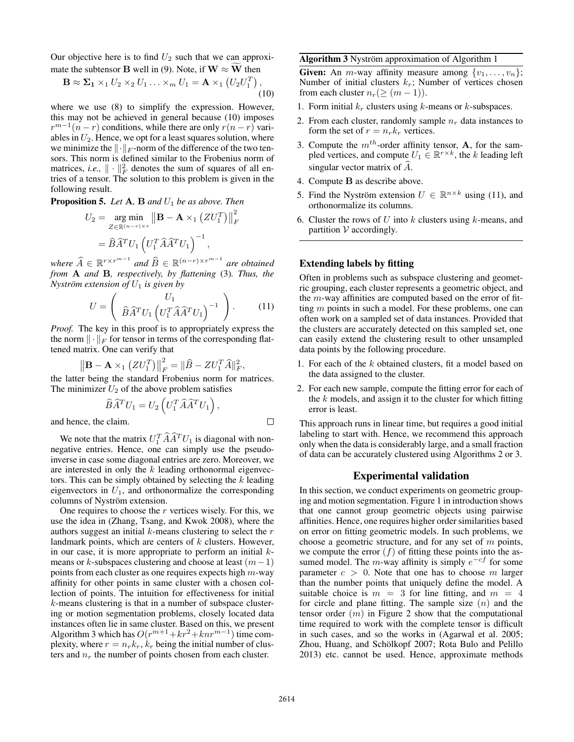Our objective here is to find $U_2$ such that we can approximate the subtensor $\mathbf{B}$ well in (9). Note, if $\mathbf{W} \approx \widetilde{\mathbf{W}}$ then

$$\mathbf{B} \approx \mathbf{\Sigma_1} \times_1 U_2 \times_2 U_1 \ldots \times_m U_1 = \mathbf{A} \times_1 \left(U_2 U_1^T\right), \tag{10}$$

where we use (8) to simplify the expression. However, this may not be achieved in general because (10) imposes $r^{m-1}(n-r)$ conditions, while there are only $r(n-r)$ variables in $U_2$. Hence, we opt for a least squares solution, where we minimize the $\|\cdot\|_F$-norm of the difference of the two tensors. This norm is defined similar to the Frobenius norm of matrices, *i.e.,* $\|\cdot\|_F^2$ denotes the sum of squares of all entries of a tensor. The solution to this problem is given in the following result.

**Proposition 5.** *Let* $\mathbf{A}$*,* $\mathbf{B}$ *and* $U_1$ *be as above. Then*

$$\begin{aligned} U_2 &= \underset{Z \in \mathbb{R}^{(n-r)\times r}}{\arg\min} \left\| \mathbf{B} - \mathbf{A} \times_1 \left(Z U_1^T\right) \right\|_F^2 \\ &= \widehat{B}\widehat{A}^T U_1 \left(U_1^T \widehat{A}\widehat{A}^T U_1\right)^{-1}, \end{aligned}$$

*where* $\widehat{A} \in \mathbb{R}^{r \times r^{m-1}}$ *and* $\widehat{B} \in \mathbb{R}^{(n-r)\times r^{m-1}}$ *are obtained from* $\mathbf{A}$ *and* $\mathbf{B}$*, respectively, by flattening* (3)*. Thus, the Nyström extension of* $U_1$ *is given by*

$$U = \left( \begin{array}{c} U_1 \\ \widehat{B}\widehat{A}^T U_1 \left(U_1^T \widehat{A}\widehat{A}^T U_1\right)^{-1} \end{array} \right). \tag{11}$$

*Proof.* The key in this proof is to appropriately express the the norm $\|\cdot\|_F$ for tensor in terms of the corresponding flattened matrix. One can verify that

$$\left\| \mathbf{B} - \mathbf{A} \times_1 \left(Z U_1^T\right) \right\|_F^2 = \|\widehat{B} - Z U_1^T \widehat{A}\|_F^2,$$

the latter being the standard Frobenius norm for matrices. The minimizer $U_2$ of the above problem satisfies

$$\widehat{B}\widehat{A}^T U_1 = U_2 \left(U_1^T \widehat{A}\widehat{A}^T U_1\right),$$

and hence, the claim. □

We note that the matrix $U_1^T \widehat{A}\widehat{A}^T U_1$ is diagonal with non-negative entries. Hence, one can simply use the pseudo-inverse in case some diagonal entries are zero. Moreover, we are interested in only the $k$ leading orthonormal eigenvectors. This can be simply obtained by selecting the $k$ leading eigenvectors in $U_1$, and orthonormalize the corresponding columns of Nyström extension.

One requires to choose the $r$ vertices wisely. For this, we use the idea in (Zhang, Tsang, and Kwok 2008), where the authors suggest an initial $k$-means clustering to select the $r$ landmark points, which are centers of $k$ clusters. However, in our case, it is more appropriate to perform an initial $k$-means or $k$-subspaces clustering and choose at least $(m-1)$ points from each cluster as one requires expects high $m$-way affinity for other points in same cluster with a chosen collection of points. The intuition for effectiveness for initial $k$-means clustering is that in a number of subspace clustering or motion segmentation problems, closely located data instances often lie in same cluster. Based on this, we present Algorithm 3 which has $O(r^{m+1}+kr^2+knr^{m-1})$ time complexity, where $r = n_r k_r$, $k_r$ being the initial number of clusters and $n_r$ the number of points chosen from each cluster.

**Algorithm 3** Nyström approximation of Algorithm 1

**Given:** An $m$-way affinity measure among $\{v_1, \ldots, v_n\}$; Number of initial clusters $k_r$; Number of vertices chosen from each cluster $n_r (\geq (m-1))$.

1. Form initial $k_r$ clusters using $k$-means or $k$-subspaces.
2. From each cluster, randomly sample $n_r$ data instances to form the set of $r = n_r k_r$ vertices.
3. Compute the $m^{th}$-order affinity tensor, $\mathbf{A}$, for the sampled vertices, and compute $U_1 \in \mathbb{R}^{r\times k}$, the $k$ leading left singular vector matrix of $\widehat{A}$.
4. Compute $\mathbf{B}$ as describe above.
5. Find the Nyström extension $U \in \mathbb{R}^{n\times k}$ using (11), and orthonormalize its columns.
6. Cluster the rows of $U$ into $k$ clusters using $k$-means, and partition $\mathcal{V}$ accordingly.

### Extending labels by fitting

Often in problems such as subspace clustering and geometric grouping, each cluster represents a geometric object, and the $m$-way affinities are computed based on the error of fitting $m$ points in such a model. For these problems, one can often work on a sampled set of data instances. Provided that the clusters are accurately detected on this sampled set, one can easily extend the clustering result to other unsampled data points by the following procedure.

1. For each of the $k$ obtained clusters, fit a model based on the data assigned to the cluster.
2. For each new sample, compute the fitting error for each of the $k$ models, and assign it to the cluster for which fitting error is least.

This approach runs in linear time, but requires a good initial labeling to start with. Hence, we recommend this approach only when the data is considerably large, and a small fraction of data can be accurately clustered using Algorithms 2 or 3.

## Experimental validation

In this section, we conduct experiments on geometric grouping and motion segmentation. Figure 1 in introduction shows that one cannot group geometric objects using pairwise affinities. Hence, one requires higher order similarities based on error on fitting geometric models. In such problems, we choose a geometric structure, and for any set of $m$ points, we compute the error $(f)$ of fitting these points into the assumed model. The $m$-way affinity is simply $e^{-cf}$ for some parameter $c > 0$. Note that one has to choose $m$ larger than the number points that uniquely define the model. A suitable choice is $m = 3$ for line fitting, and $m = 4$ for circle and plane fitting. The sample size $(n)$ and the tensor order $(m)$ in Figure 2 show that the computational time required to work with the complete tensor is difficult in such cases, and so the works in (Agarwal et al. 2005; Zhou, Huang, and Schölkopf 2007; Rota Bulo and Pelillo 2013) etc. cannot be used. Hence, approximate methods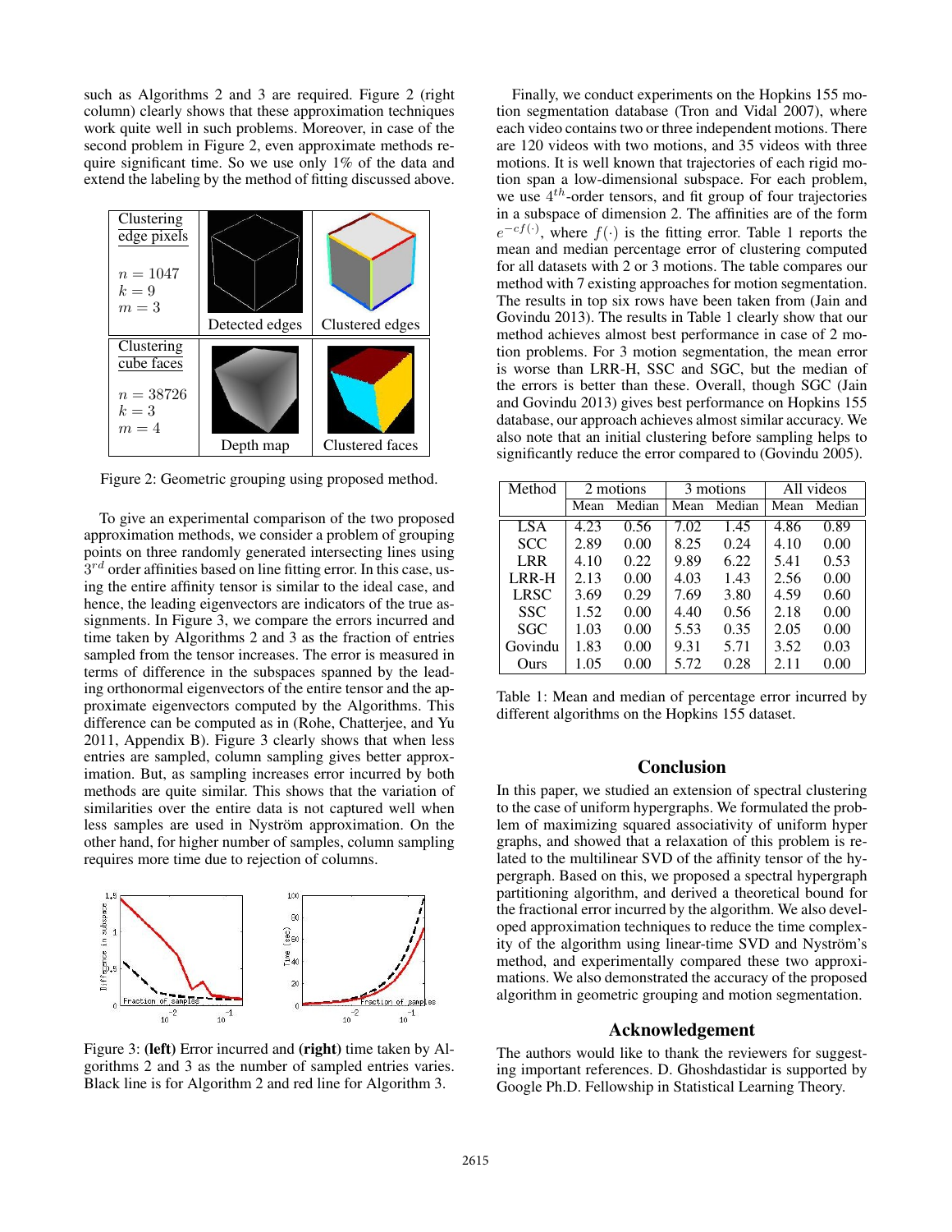such as Algorithms 2 and 3 are required. Figure 2 (right column) clearly shows that these approximation techniques work quite well in such problems. Moreover, in case of the second problem in Figure 2, even approximate methods require significant time. So we use only 1% of the data and extend the labeling by the method of fitting discussed above.

| Clustering edge pixels $n = 1047$ $k = 9$ $m = 3$ | Detected edges | Clustered edges |
|---|---|---|
| Clustering cube faces $n = 38726$ $k = 3$ $m = 4$ | Depth map | Clustered faces |

Figure 2: Geometric grouping using proposed method.

To give an experimental comparison of the two proposed approximation methods, we consider a problem of grouping points on three randomly generated intersecting lines using $3^{rd}$ order affinities based on line fitting error. In this case, using the entire affinity tensor is similar to the ideal case, and hence, the leading eigenvectors are indicators of the true assignments. In Figure 3, we compare the errors incurred and time taken by Algorithms 2 and 3 as the fraction of entries sampled from the tensor increases. The error is measured in terms of difference in the subspaces spanned by the leading orthonormal eigenvectors of the entire tensor and the approximate eigenvectors computed by the Algorithms. This difference can be computed as in (Rohe, Chatterjee, and Yu 2011, Appendix B). Figure 3 clearly shows that when less entries are sampled, column sampling gives better approximation. But, as sampling increases error incurred by both methods are quite similar. This shows that the variation of similarities over the entire data is not captured well when less samples are used in Nyström approximation. On the other hand, for higher number of samples, column sampling requires more time due to rejection of columns.

Figure 3: **(left)** Error incurred and **(right)** time taken by Algorithms 2 and 3 as the number of sampled entries varies. Black line is for Algorithm 2 and red line for Algorithm 3.

Finally, we conduct experiments on the Hopkins 155 motion segmentation database (Tron and Vidal 2007), where each video contains two or three independent motions. There are 120 videos with two motions, and 35 videos with three motions. It is well known that trajectories of each rigid motion span a low-dimensional subspace. For each problem, we use $4^{th}$-order tensors, and fit group of four trajectories in a subspace of dimension 2. The affinities are of the form $e^{-cf(\cdot)}$, where $f(\cdot)$ is the fitting error. Table 1 reports the mean and median percentage error of clustering computed for all datasets with 2 or 3 motions. The table compares our method with 7 existing approaches for motion segmentation. The results in top six rows have been taken from (Jain and Govindu 2013). The results in Table 1 clearly show that our method achieves almost best performance in case of 2 motion problems. For 3 motion segmentation, the mean error is worse than LRR-H, SSC and SGC, but the median of the errors is better than these. Overall, though SGC (Jain and Govindu 2013) gives best performance on Hopkins 155 database, our approach achieves almost similar accuracy. We also note that an initial clustering before sampling helps to significantly reduce the error compared to (Govindu 2005).

| Method | 2 motions | | 3 motions | | All videos | |
|---|---|---|---|---|---|---|
| | Mean | Median | Mean | Median | Mean | Median |
| LSA | 4.23 | 0.56 | 7.02 | 1.45 | 4.86 | 0.89 |
| SCC | 2.89 | 0.00 | 8.25 | 0.24 | 4.10 | 0.00 |
| LRR | 4.10 | 0.22 | 9.89 | 6.22 | 5.41 | 0.53 |
| LRR-H | 2.13 | 0.00 | 4.03 | 1.43 | 2.56 | 0.00 |
| LRSC | 3.69 | 0.29 | 7.69 | 3.80 | 4.59 | 0.60 |
| SSC | 1.52 | 0.00 | 4.40 | 0.56 | 2.18 | 0.00 |
| SGC | 1.03 | 0.00 | 5.53 | 0.35 | 2.05 | 0.00 |
| Govindu | 1.83 | 0.00 | 9.31 | 5.71 | 3.52 | 0.03 |
| Ours | 1.05 | 0.00 | 5.72 | 0.28 | 2.11 | 0.00 |

Table 1: Mean and median of percentage error incurred by different algorithms on the Hopkins 155 dataset.

## Conclusion

In this paper, we studied an extension of spectral clustering to the case of uniform hypergraphs. We formulated the problem of maximizing squared associativity of uniform hyper graphs, and showed that a relaxation of this problem is related to the multilinear SVD of the affinity tensor of the hypergraph. Based on this, we proposed a spectral hypergraph partitioning algorithm, and derived a theoretical bound for the fractional error incurred by the algorithm. We also developed approximation techniques to reduce the time complexity of the algorithm using linear-time SVD and Nyström's method, and experimentally compared these two approximations. We also demonstrated the accuracy of the proposed algorithm in geometric grouping and motion segmentation.

## Acknowledgement

The authors would like to thank the reviewers for suggesting important references. D. Ghoshdastidar is supported by Google Ph.D. Fellowship in Statistical Learning Theory.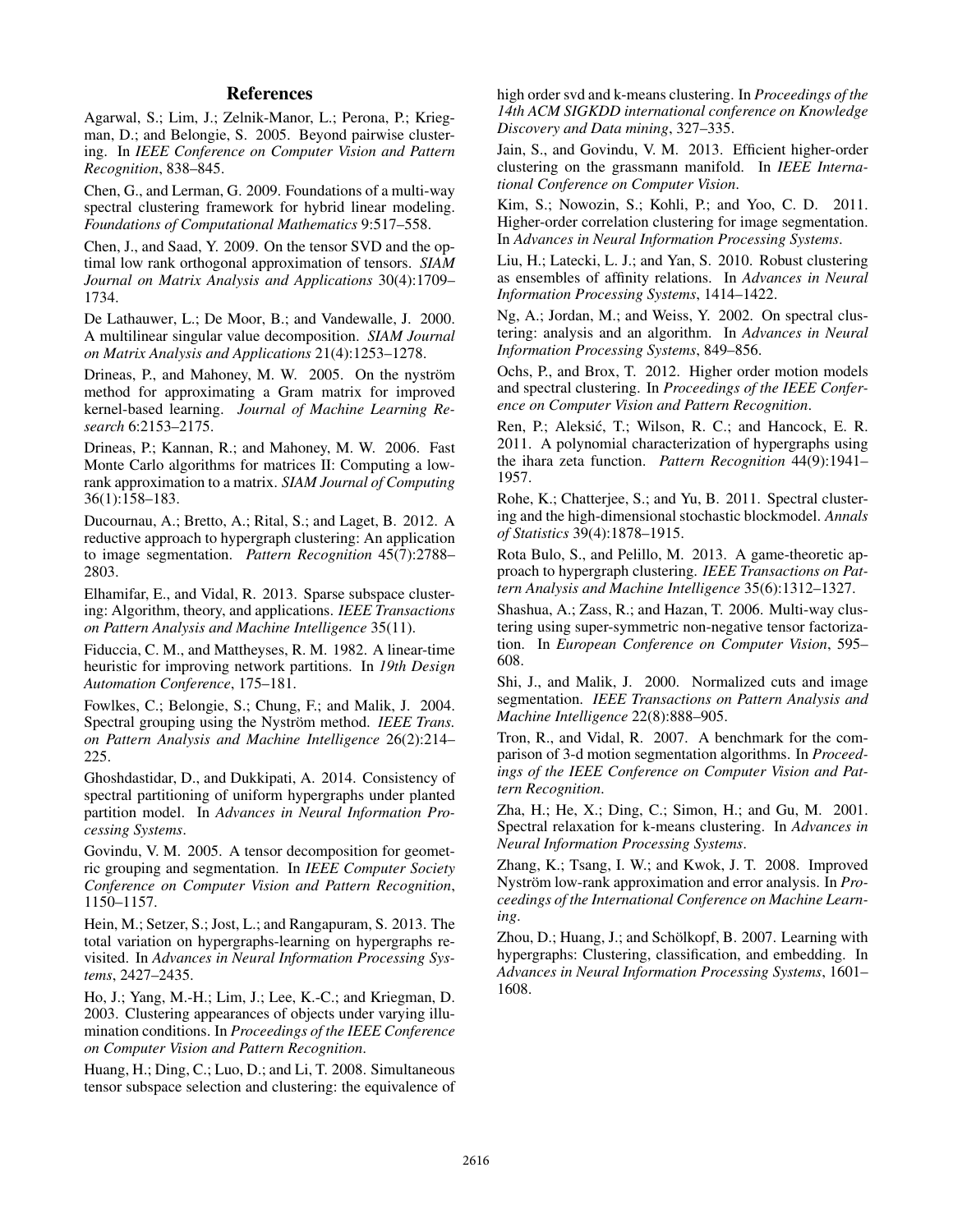## References

Agarwal, S.; Lim, J.; Zelnik-Manor, L.; Perona, P.; Kriegman, D.; and Belongie, S. 2005. Beyond pairwise clustering. In *IEEE Conference on Computer Vision and Pattern Recognition*, 838–845.

Chen, G., and Lerman, G. 2009. Foundations of a multi-way spectral clustering framework for hybrid linear modeling. *Foundations of Computational Mathematics* 9:517–558.

Chen, J., and Saad, Y. 2009. On the tensor SVD and the optimal low rank orthogonal approximation of tensors. *SIAM Journal on Matrix Analysis and Applications* 30(4):1709–1734.

De Lathauwer, L.; De Moor, B.; and Vandewalle, J. 2000. A multilinear singular value decomposition. *SIAM Journal on Matrix Analysis and Applications* 21(4):1253–1278.

Drineas, P., and Mahoney, M. W. 2005. On the nyström method for approximating a Gram matrix for improved kernel-based learning. *Journal of Machine Learning Research* 6:2153–2175.

Drineas, P.; Kannan, R.; and Mahoney, M. W. 2006. Fast Monte Carlo algorithms for matrices II: Computing a low-rank approximation to a matrix. *SIAM Journal of Computing* 36(1):158–183.

Ducournau, A.; Bretto, A.; Rital, S.; and Laget, B. 2012. A reductive approach to hypergraph clustering: An application to image segmentation. *Pattern Recognition* 45(7):2788–2803.

Elhamifar, E., and Vidal, R. 2013. Sparse subspace clustering: Algorithm, theory, and applications. *IEEE Transactions on Pattern Analysis and Machine Intelligence* 35(11).

Fiduccia, C. M., and Mattheyses, R. M. 1982. A linear-time heuristic for improving network partitions. In *19th Design Automation Conference*, 175–181.

Fowlkes, C.; Belongie, S.; Chung, F.; and Malik, J. 2004. Spectral grouping using the Nyström method. *IEEE Trans. on Pattern Analysis and Machine Intelligence* 26(2):214–225.

Ghoshdastidar, D., and Dukkipati, A. 2014. Consistency of spectral partitioning of uniform hypergraphs under planted partition model. In *Advances in Neural Information Processing Systems*.

Govindu, V. M. 2005. A tensor decomposition for geometric grouping and segmentation. In *IEEE Computer Society Conference on Computer Vision and Pattern Recognition*, 1150–1157.

Hein, M.; Setzer, S.; Jost, L.; and Rangapuram, S. 2013. The total variation on hypergraphs-learning on hypergraphs revisited. In *Advances in Neural Information Processing Systems*, 2427–2435.

Ho, J.; Yang, M.-H.; Lim, J.; Lee, K.-C.; and Kriegman, D. 2003. Clustering appearances of objects under varying illumination conditions. In *Proceedings of the IEEE Conference on Computer Vision and Pattern Recognition*.

Huang, H.; Ding, C.; Luo, D.; and Li, T. 2008. Simultaneous tensor subspace selection and clustering: the equivalence of high order svd and k-means clustering. In *Proceedings of the 14th ACM SIGKDD international conference on Knowledge Discovery and Data mining*, 327–335.

Jain, S., and Govindu, V. M. 2013. Efficient higher-order clustering on the grassmann manifold. In *IEEE International Conference on Computer Vision*.

Kim, S.; Nowozin, S.; Kohli, P.; and Yoo, C. D. 2011. Higher-order correlation clustering for image segmentation. In *Advances in Neural Information Processing Systems*.

Liu, H.; Latecki, L. J.; and Yan, S. 2010. Robust clustering as ensembles of affinity relations. In *Advances in Neural Information Processing Systems*, 1414–1422.

Ng, A.; Jordan, M.; and Weiss, Y. 2002. On spectral clustering: analysis and an algorithm. In *Advances in Neural Information Processing Systems*, 849–856.

Ochs, P., and Brox, T. 2012. Higher order motion models and spectral clustering. In *Proceedings of the IEEE Conference on Computer Vision and Pattern Recognition*.

Ren, P.; Aleksić, T.; Wilson, R. C.; and Hancock, E. R. 2011. A polynomial characterization of hypergraphs using the ihara zeta function. *Pattern Recognition* 44(9):1941–1957.

Rohe, K.; Chatterjee, S.; and Yu, B. 2011. Spectral clustering and the high-dimensional stochastic blockmodel. *Annals of Statistics* 39(4):1878–1915.

Rota Bulo, S., and Pelillo, M. 2013. A game-theoretic approach to hypergraph clustering. *IEEE Transactions on Pattern Analysis and Machine Intelligence* 35(6):1312–1327.

Shashua, A.; Zass, R.; and Hazan, T. 2006. Multi-way clustering using super-symmetric non-negative tensor factorization. In *European Conference on Computer Vision*, 595–608.

Shi, J., and Malik, J. 2000. Normalized cuts and image segmentation. *IEEE Transactions on Pattern Analysis and Machine Intelligence* 22(8):888–905.

Tron, R., and Vidal, R. 2007. A benchmark for the comparison of 3-d motion segmentation algorithms. In *Proceedings of the IEEE Conference on Computer Vision and Pattern Recognition*.

Zha, H.; He, X.; Ding, C.; Simon, H.; and Gu, M. 2001. Spectral relaxation for k-means clustering. In *Advances in Neural Information Processing Systems*.

Zhang, K.; Tsang, I. W.; and Kwok, J. T. 2008. Improved Nyström low-rank approximation and error analysis. In *Proceedings of the International Conference on Machine Learning*.

Zhou, D.; Huang, J.; and Schölkopf, B. 2007. Learning with hypergraphs: Clustering, classification, and embedding. In *Advances in Neural Information Processing Systems*, 1601–1608.